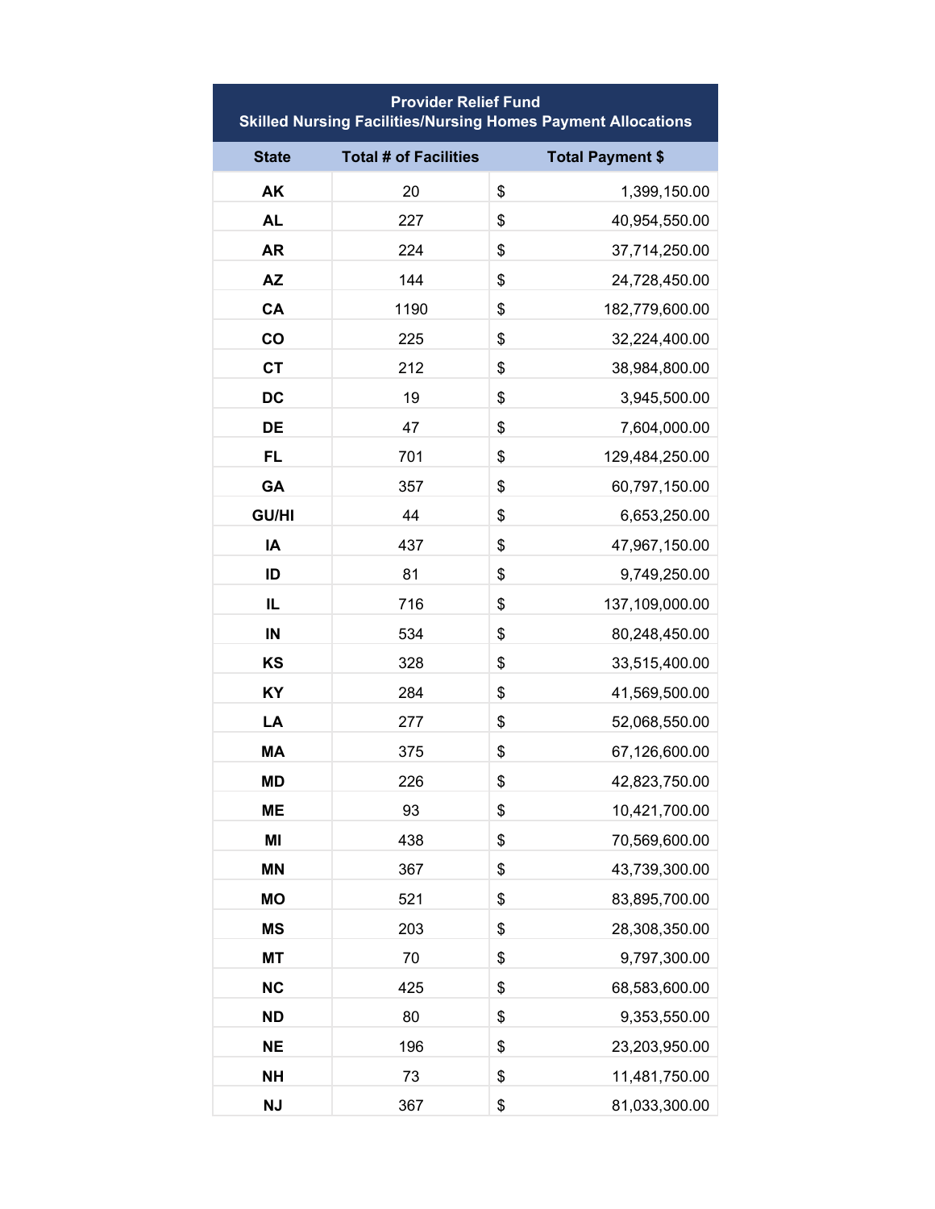| Provider Relief Fund<br>Skilled Nursing Facilities/Nursing Homes Payment Allocations | | |
|---|---|---|
| **State** | **Total # of Facilities** | **Total Payment $** |
| **AK** | 20 | $ 1,399,150.00 |
| **AL** | 227 | $ 40,954,550.00 |
| **AR** | 224 | $ 37,714,250.00 |
| **AZ** | 144 | $ 24,728,450.00 |
| **CA** | 1190 | $ 182,779,600.00 |
| **CO** | 225 | $ 32,224,400.00 |
| **CT** | 212 | $ 38,984,800.00 |
| **DC** | 19 | $ 3,945,500.00 |
| **DE** | 47 | $ 7,604,000.00 |
| **FL** | 701 | $ 129,484,250.00 |
| **GA** | 357 | $ 60,797,150.00 |
| **GU/HI** | 44 | $ 6,653,250.00 |
| **IA** | 437 | $ 47,967,150.00 |
| **ID** | 81 | $ 9,749,250.00 |
| **IL** | 716 | $ 137,109,000.00 |
| **IN** | 534 | $ 80,248,450.00 |
| **KS** | 328 | $ 33,515,400.00 |
| **KY** | 284 | $ 41,569,500.00 |
| **LA** | 277 | $ 52,068,550.00 |
| **MA** | 375 | $ 67,126,600.00 |
| **MD** | 226 | $ 42,823,750.00 |
| **ME** | 93 | $ 10,421,700.00 |
| **MI** | 438 | $ 70,569,600.00 |
| **MN** | 367 | $ 43,739,300.00 |
| **MO** | 521 | $ 83,895,700.00 |
| **MS** | 203 | $ 28,308,350.00 |
| **MT** | 70 | $ 9,797,300.00 |
| **NC** | 425 | $ 68,583,600.00 |
| **ND** | 80 | $ 9,353,550.00 |
| **NE** | 196 | $ 23,203,950.00 |
| **NH** | 73 | $ 11,481,750.00 |
| **NJ** | 367 | $ 81,033,300.00 |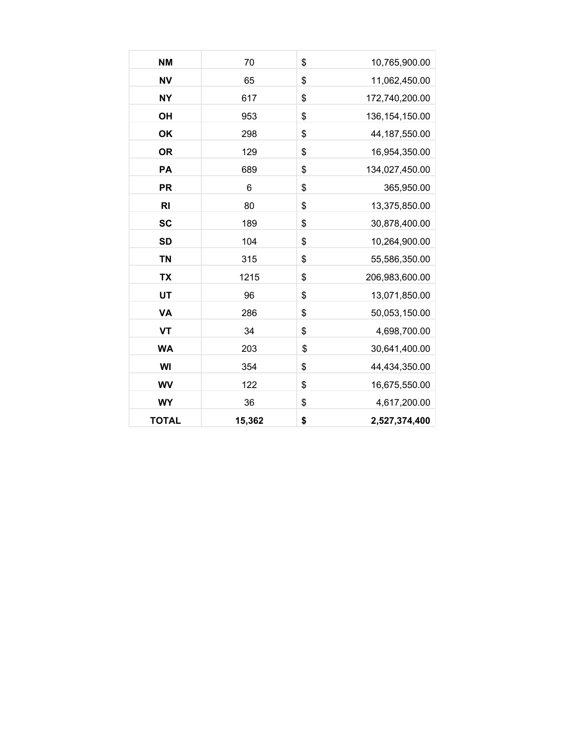| | | | |
|---|---|---|---|
| **NM** | 70 | $ | 10,765,900.00 |
| **NV** | 65 | $ | 11,062,450.00 |
| **NY** | 617 | $ | 172,740,200.00 |
| **OH** | 953 | $ | 136,154,150.00 |
| **OK** | 298 | $ | 44,187,550.00 |
| **OR** | 129 | $ | 16,954,350.00 |
| **PA** | 689 | $ | 134,027,450.00 |
| **PR** | 6 | $ | 365,950.00 |
| **RI** | 80 | $ | 13,375,850.00 |
| **SC** | 189 | $ | 30,878,400.00 |
| **SD** | 104 | $ | 10,264,900.00 |
| **TN** | 315 | $ | 55,586,350.00 |
| **TX** | 1215 | $ | 206,983,600.00 |
| **UT** | 96 | $ | 13,071,850.00 |
| **VA** | 286 | $ | 50,053,150.00 |
| **VT** | 34 | $ | 4,698,700.00 |
| **WA** | 203 | $ | 30,641,400.00 |
| **WI** | 354 | $ | 44,434,350.00 |
| **WV** | 122 | $ | 16,675,550.00 |
| **WY** | 36 | $ | 4,617,200.00 |
| **TOTAL** | **15,362** | **$** | **2,527,374,400** |